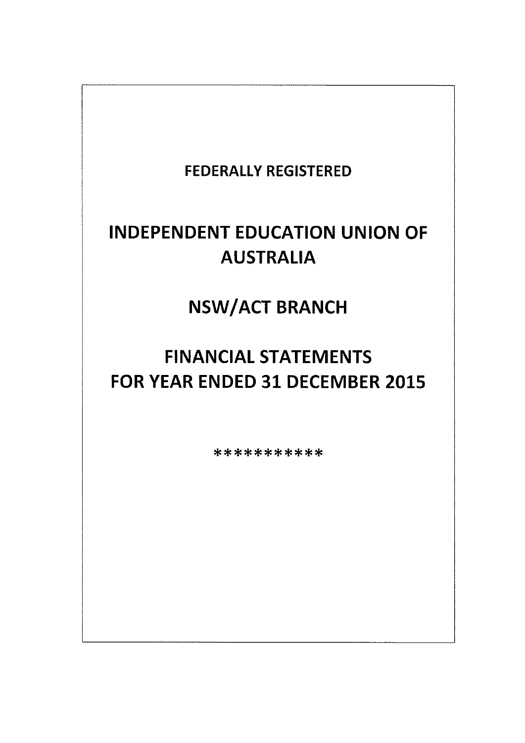FEDERALLY REGISTERED

# INDEPENDENT EDUCATION UNION OF AUSTRALIA

# NSW/ACT BRANCH

# FINANCIAL STATEMENTS FOR YEAR ENDED 31 DECEMBER 2015

************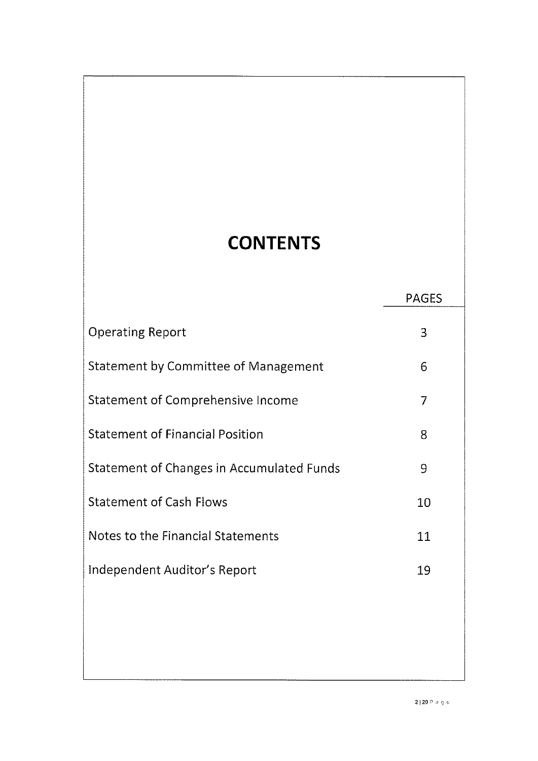# CONTENTS

| | PAGES |
|---|---|
| Operating Report | 3 |
| Statement by Committee of Management | 6 |
| Statement of Comprehensive Income | 7 |
| Statement of Financial Position | 8 |
| Statement of Changes in Accumulated Funds | 9 |
| Statement of Cash Flows | 10 |
| Notes to the Financial Statements | 11 |
| Independent Auditor's Report | 19 |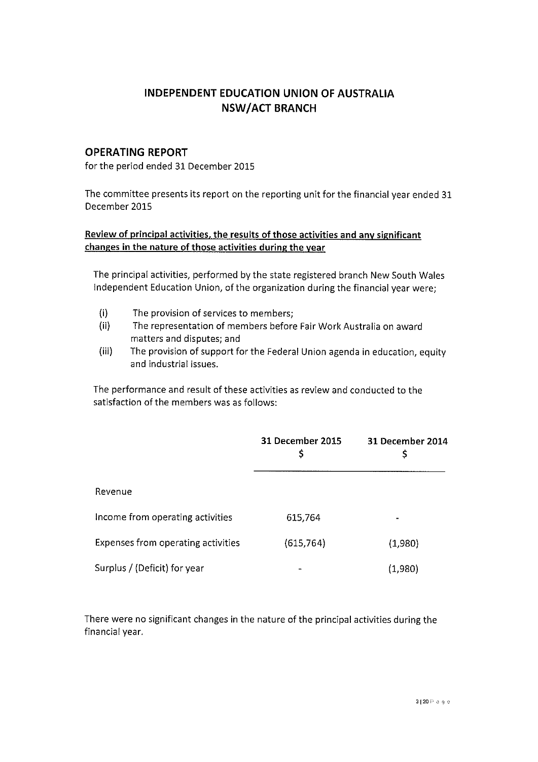# INDEPENDENT EDUCATION UNION OF AUSTRALIA
# NSW/ACT BRANCH

## OPERATING REPORT

for the period ended 31 December 2015

The committee presents its report on the reporting unit for the financial year ended 31 December 2015

### Review of principal activities, the results of those activities and any significant changes in the nature of those activities during the year

The principal activities, performed by the state registered branch New South Wales Independent Education Union, of the organization during the financial year were;

(i) The provision of services to members;
(ii) The representation of members before Fair Work Australia on award matters and disputes; and
(iii) The provision of support for the Federal Union agenda in education, equity and industrial issues.

The performance and result of these activities as review and conducted to the satisfaction of the members was as follows:

| | 31 December 2015<br>$ | 31 December 2014<br>$ |
|---|---|---|
| Revenue | | |
| Income from operating activities | 615,764 | - |
| Expenses from operating activities | (615,764) | (1,980) |
| Surplus / (Deficit) for year | - | (1,980) |

There were no significant changes in the nature of the principal activities during the financial year.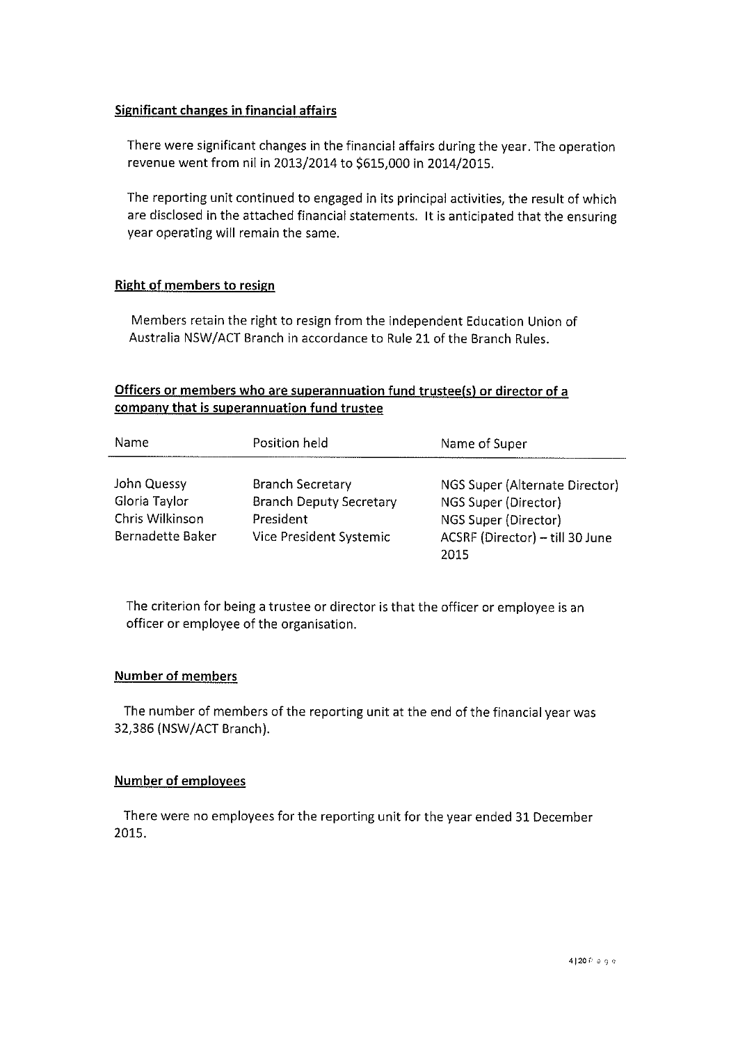**Significant changes in financial affairs**

There were significant changes in the financial affairs during the year. The operation revenue went from nil in 2013/2014 to $615,000 in 2014/2015.

The reporting unit continued to engaged in its principal activities, the result of which are disclosed in the attached financial statements. It is anticipated that the ensuring year operating will remain the same.

**Right of members to resign**

Members retain the right to resign from the Independent Education Union of Australia NSW/ACT Branch in accordance to Rule 21 of the Branch Rules.

**Officers or members who are superannuation fund trustee(s) or director of a company that is superannuation fund trustee**

| Name | Position held | Name of Super |
|---|---|---|
| John Quessy | Branch Secretary | NGS Super (Alternate Director) |
| Gloria Taylor | Branch Deputy Secretary | NGS Super (Director) |
| Chris Wilkinson | President | NGS Super (Director) |
| Bernadette Baker | Vice President Systemic | ACSRF (Director) – till 30 June 2015 |

The criterion for being a trustee or director is that the officer or employee is an officer or employee of the organisation.

**Number of members**

The number of members of the reporting unit at the end of the financial year was 32,386 (NSW/ACT Branch).

**Number of employees**

There were no employees for the reporting unit for the year ended 31 December 2015.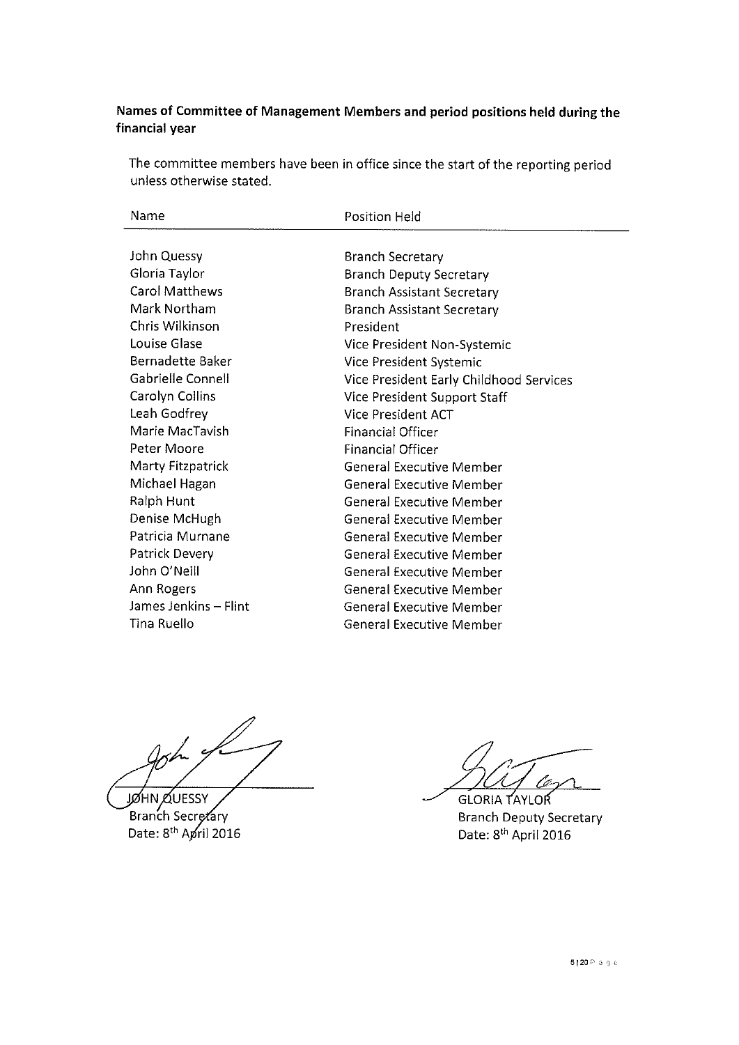**Names of Committee of Management Members and period positions held during the financial year**

The committee members have been in office since the start of the reporting period unless otherwise stated.

| Name | Position Held |
|---|---|
| John Quessy | Branch Secretary |
| Gloria Taylor | Branch Deputy Secretary |
| Carol Matthews | Branch Assistant Secretary |
| Mark Northam | Branch Assistant Secretary |
| Chris Wilkinson | President |
| Louise Glase | Vice President Non-Systemic |
| Bernadette Baker | Vice President Systemic |
| Gabrielle Connell | Vice President Early Childhood Services |
| Carolyn Collins | Vice President Support Staff |
| Leah Godfrey | Vice President ACT |
| Marie MacTavish | Financial Officer |
| Peter Moore | Financial Officer |
| Marty Fitzpatrick | General Executive Member |
| Michael Hagan | General Executive Member |
| Ralph Hunt | General Executive Member |
| Denise McHugh | General Executive Member |
| Patricia Murnane | General Executive Member |
| Patrick Devery | General Executive Member |
| John O'Neill | General Executive Member |
| Ann Rogers | General Executive Member |
| James Jenkins – Flint | General Executive Member |
| Tina Ruello | General Executive Member |

JOHN QUESSY
Branch Secretary
Date: 8th April 2016

GLORIA TAYLOR
Branch Deputy Secretary
Date: 8th April 2016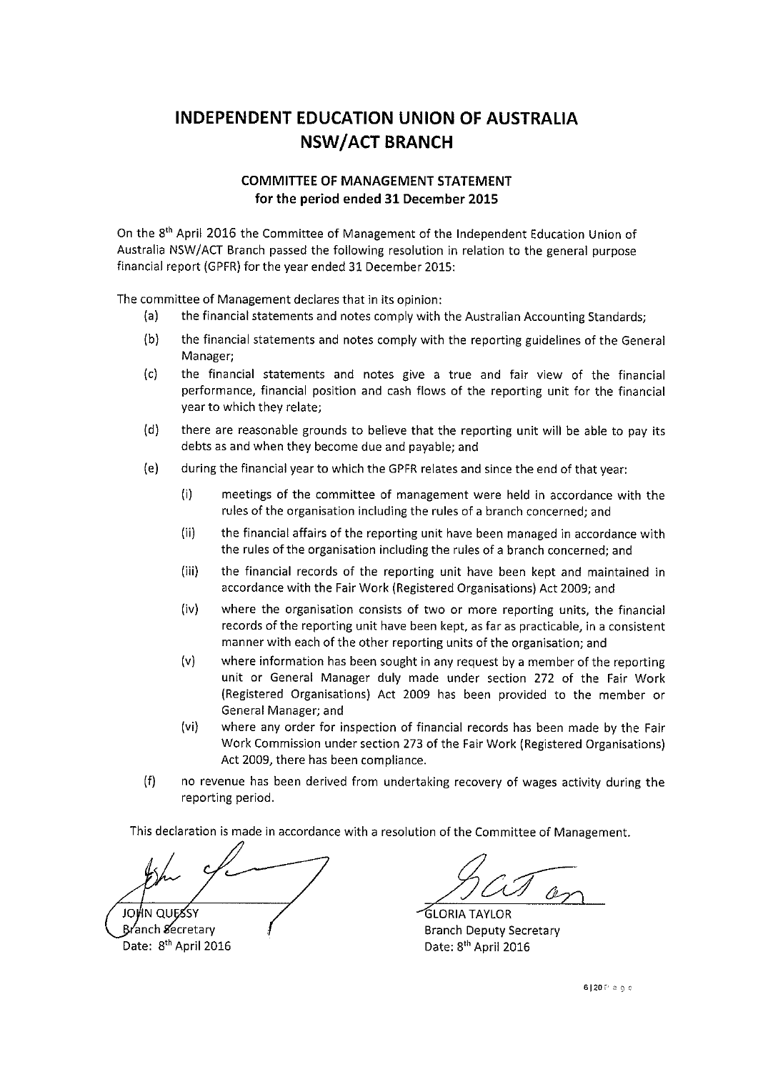# INDEPENDENT EDUCATION UNION OF AUSTRALIA NSW/ACT BRANCH

## COMMITTEE OF MANAGEMENT STATEMENT for the period ended 31 December 2015

On the 8th April 2016 the Committee of Management of the Independent Education Union of Australia NSW/ACT Branch passed the following resolution in relation to the general purpose financial report (GPFR) for the year ended 31 December 2015:

The committee of Management declares that in its opinion:

(a) the financial statements and notes comply with the Australian Accounting Standards;

(b) the financial statements and notes comply with the reporting guidelines of the General Manager;

(c) the financial statements and notes give a true and fair view of the financial performance, financial position and cash flows of the reporting unit for the financial year to which they relate;

(d) there are reasonable grounds to believe that the reporting unit will be able to pay its debts as and when they become due and payable; and

(e) during the financial year to which the GPFR relates and since the end of that year:

   (i) meetings of the committee of management were held in accordance with the rules of the organisation including the rules of a branch concerned; and

   (ii) the financial affairs of the reporting unit have been managed in accordance with the rules of the organisation including the rules of a branch concerned; and

   (iii) the financial records of the reporting unit have been kept and maintained in accordance with the Fair Work (Registered Organisations) Act 2009; and

   (iv) where the organisation consists of two or more reporting units, the financial records of the reporting unit have been kept, as far as practicable, in a consistent manner with each of the other reporting units of the organisation; and

   (v) where information has been sought in any request by a member of the reporting unit or General Manager duly made under section 272 of the Fair Work (Registered Organisations) Act 2009 has been provided to the member or General Manager; and

   (vi) where any order for inspection of financial records has been made by the Fair Work Commission under section 273 of the Fair Work (Registered Organisations) Act 2009, there has been compliance.

(f) no revenue has been derived from undertaking recovery of wages activity during the reporting period.

This declaration is made in accordance with a resolution of the Committee of Management.

JOHN QUESSY
Branch Secretary
Date: 8th April 2016

GLORIA TAYLOR
Branch Deputy Secretary
Date: 8th April 2016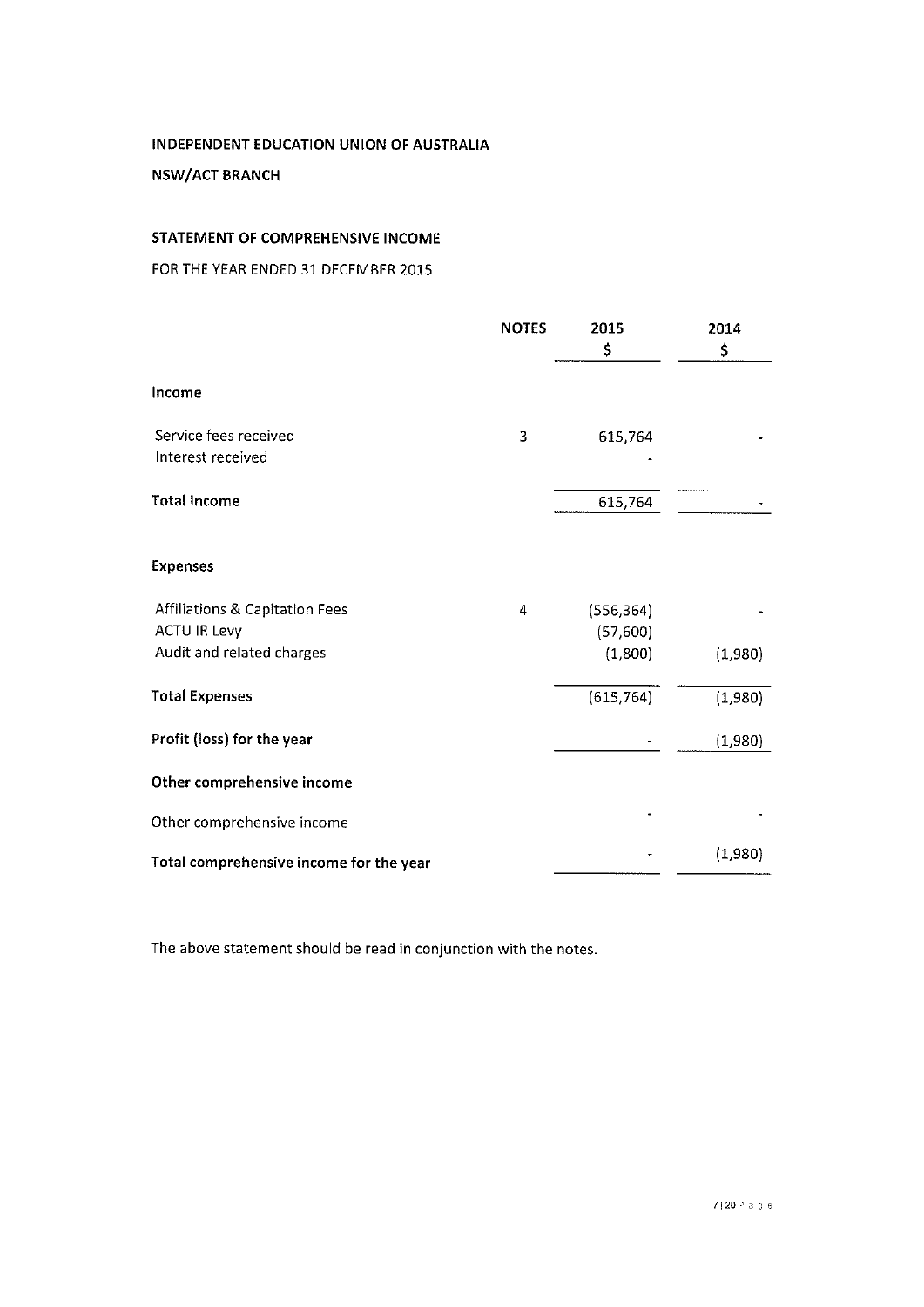**INDEPENDENT EDUCATION UNION OF AUSTRALIA**

**NSW/ACT BRANCH**

**STATEMENT OF COMPREHENSIVE INCOME**

FOR THE YEAR ENDED 31 DECEMBER 2015

| | NOTES | 2015 $ | 2014 $ |
|---|---|---|---|
| **Income** | | | |
| Service fees received | 3 | 615,764 | - |
| Interest received | | - | |
| **Total Income** | | 615,764 | - |
| **Expenses** | | | |
| Affiliations & Capitation Fees | 4 | (556,364) | - |
| ACTU IR Levy | | (57,600) | |
| Audit and related charges | | (1,800) | (1,980) |
| **Total Expenses** | | (615,764) | (1,980) |
| **Profit (loss) for the year** | | - | (1,980) |
| **Other comprehensive income** | | | |
| Other comprehensive income | | - | - |
| **Total comprehensive income for the year** | | - | (1,980) |

The above statement should be read in conjunction with the notes.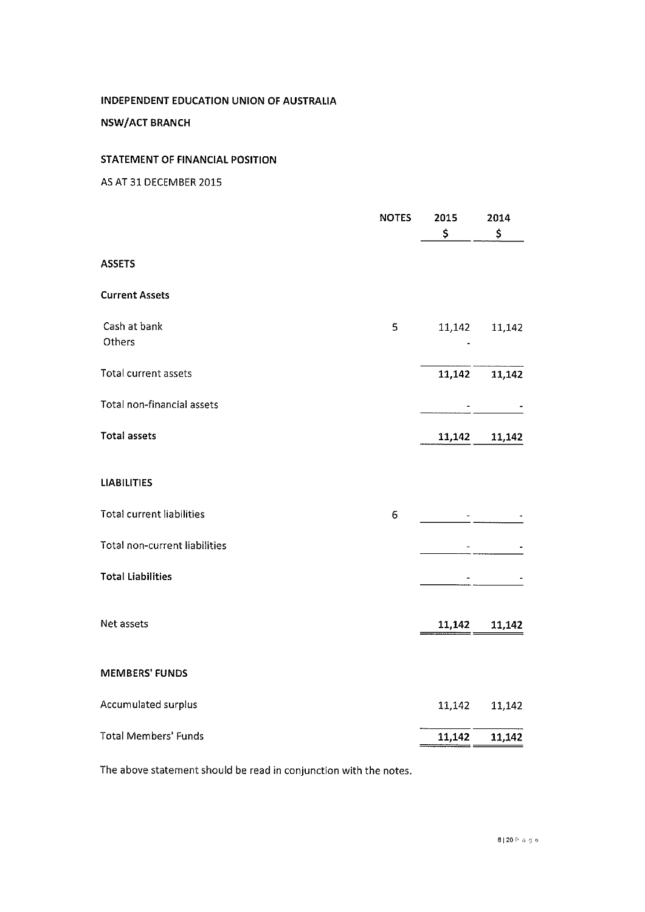INDEPENDENT EDUCATION UNION OF AUSTRALIA

NSW/ACT BRANCH

STATEMENT OF FINANCIAL POSITION

AS AT 31 DECEMBER 2015

| | NOTES | 2015 $ | 2014 $ |
|---|---|---|---|
| **ASSETS** | | | |
| **Current Assets** | | | |
| Cash at bank | 5 | 11,142 | 11,142 |
| Others | | - | |
| Total current assets | | 11,142 | 11,142 |
| Total non-financial assets | | - | - |
| **Total assets** | | 11,142 | 11,142 |
| **LIABILITIES** | | | |
| Total current liabilities | 6 | - | - |
| Total non-current liabilities | | - | - |
| **Total Liabilities** | | - | - |
| Net assets | | 11,142 | 11,142 |
| **MEMBERS' FUNDS** | | | |
| Accumulated surplus | | 11,142 | 11,142 |
| Total Members' Funds | | 11,142 | 11,142 |

The above statement should be read in conjunction with the notes.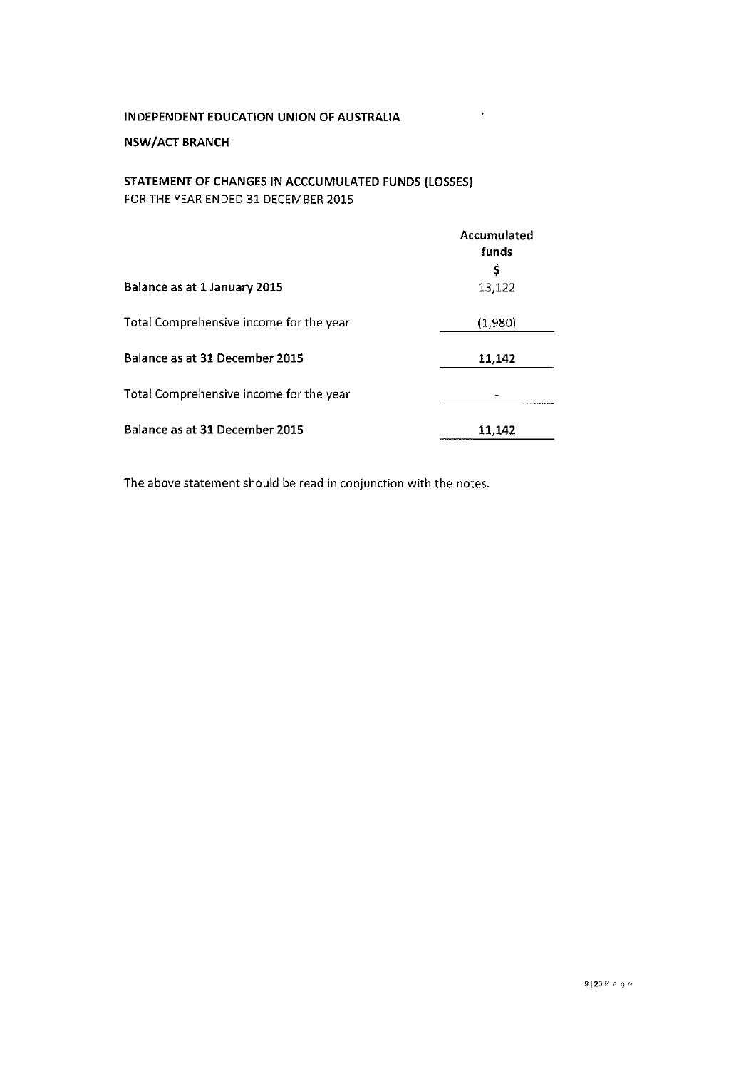**INDEPENDENT EDUCATION UNION OF AUSTRALIA**

**NSW/ACT BRANCH**

**STATEMENT OF CHANGES IN ACCCUMULATED FUNDS (LOSSES)**
FOR THE YEAR ENDED 31 DECEMBER 2015

| | Accumulated funds |
|---|---|
| | $ |
| **Balance as at 1 January 2015** | 13,122 |
| Total Comprehensive income for the year | (1,980) |
| **Balance as at 31 December 2015** | **11,142** |
| Total Comprehensive income for the year | - |
| **Balance as at 31 December 2015** | **11,142** |

The above statement should be read in conjunction with the notes.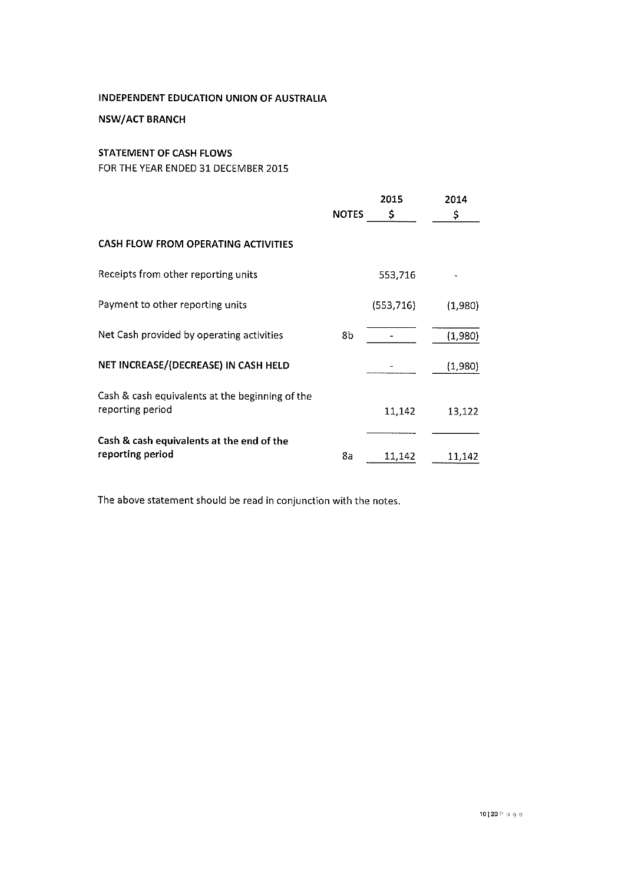INDEPENDENT EDUCATION UNION OF AUSTRALIA

NSW/ACT BRANCH

## STATEMENT OF CASH FLOWS

FOR THE YEAR ENDED 31 DECEMBER 2015

| | NOTES | 2015 $ | 2014 $ |
|---|---|---|---|
| **CASH FLOW FROM OPERATING ACTIVITIES** | | | |
| Receipts from other reporting units | | 553,716 | - |
| Payment to other reporting units | | (553,716) | (1,980) |
| Net Cash provided by operating activities | 8b | - | (1,980) |
| **NET INCREASE/(DECREASE) IN CASH HELD** | | - | (1,980) |
| Cash & cash equivalents at the beginning of the reporting period | | 11,142 | 13,122 |
| **Cash & cash equivalents at the end of the reporting period** | 8a | 11,142 | 11,142 |

The above statement should be read in conjunction with the notes.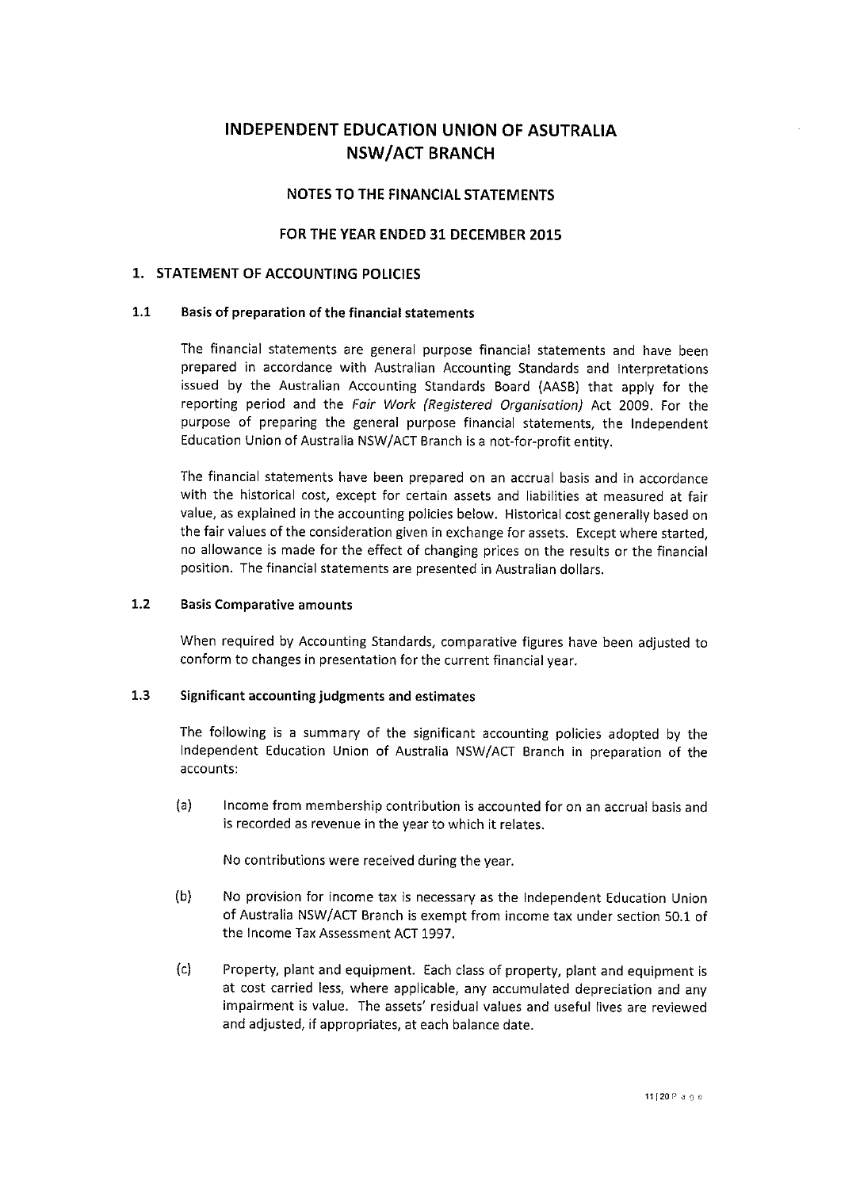# INDEPENDENT EDUCATION UNION OF ASUTRALIA NSW/ACT BRANCH

## NOTES TO THE FINANCIAL STATEMENTS

## FOR THE YEAR ENDED 31 DECEMBER 2015

### 1. STATEMENT OF ACCOUNTING POLICIES

#### 1.1 Basis of preparation of the financial statements

The financial statements are general purpose financial statements and have been prepared in accordance with Australian Accounting Standards and Interpretations issued by the Australian Accounting Standards Board (AASB) that apply for the reporting period and the *Fair Work (Registered Organisation)* Act 2009. For the purpose of preparing the general purpose financial statements, the Independent Education Union of Australia NSW/ACT Branch is a not-for-profit entity.

The financial statements have been prepared on an accrual basis and in accordance with the historical cost, except for certain assets and liabilities at measured at fair value, as explained in the accounting policies below. Historical cost generally based on the fair values of the consideration given in exchange for assets. Except where started, no allowance is made for the effect of changing prices on the results or the financial position. The financial statements are presented in Australian dollars.

#### 1.2 Basis Comparative amounts

When required by Accounting Standards, comparative figures have been adjusted to conform to changes in presentation for the current financial year.

#### 1.3 Significant accounting judgments and estimates

The following is a summary of the significant accounting policies adopted by the Independent Education Union of Australia NSW/ACT Branch in preparation of the accounts:

(a) Income from membership contribution is accounted for on an accrual basis and is recorded as revenue in the year to which it relates.

No contributions were received during the year.

(b) No provision for income tax is necessary as the Independent Education Union of Australia NSW/ACT Branch is exempt from income tax under section 50.1 of the Income Tax Assessment ACT 1997.

(c) Property, plant and equipment. Each class of property, plant and equipment is at cost carried less, where applicable, any accumulated depreciation and any impairment is value. The assets' residual values and useful lives are reviewed and adjusted, if appropriates, at each balance date.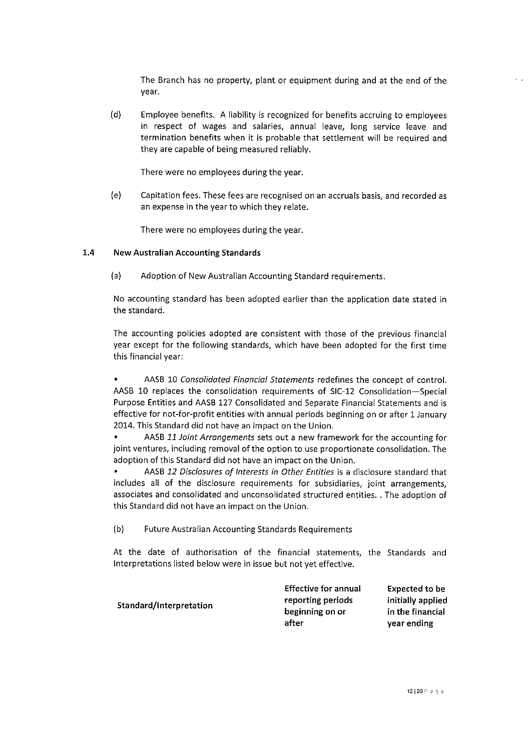The Branch has no property, plant or equipment during and at the end of the year.

(d) Employee benefits. A liability is recognized for benefits accruing to employees in respect of wages and salaries, annual leave, long service leave and termination benefits when it is probable that settlement will be required and they are capable of being measured reliably.

There were no employees during the year.

(e) Capitation fees. These fees are recognised on an accruals basis, and recorded as an expense in the year to which they relate.

There were no employees during the year.

### 1.4 New Australian Accounting Standards

(a) Adoption of New Australian Accounting Standard requirements.

No accounting standard has been adopted earlier than the application date stated in the standard.

The accounting policies adopted are consistent with those of the previous financial year except for the following standards, which have been adopted for the first time this financial year:

- AASB 10 *Consolidated Financial Statements* redefines the concept of control. AASB 10 replaces the consolidation requirements of SIC-12 Consolidation—Special Purpose Entities and AASB 127 Consolidated and Separate Financial Statements and is effective for not-for-profit entities with annual periods beginning on or after 1 January 2014. This Standard did not have an impact on the Union.
- AASB *11 Joint Arrangements* sets out a new framework for the accounting for joint ventures, including removal of the option to use proportionate consolidation. The adoption of this Standard did not have an impact on the Union.
- AASB *12 Disclosures of Interests in Other Entities* is a disclosure standard that includes all of the disclosure requirements for subsidiaries, joint arrangements, associates and consolidated and unconsolidated structured entities. . The adoption of this Standard did not have an impact on the Union.

(b) Future Australian Accounting Standards Requirements

At the date of authorisation of the financial statements, the Standards and Interpretations listed below were in issue but not yet effective.

| **Standard/Interpretation** | **Effective for annual reporting periods beginning on or after** | **Expected to be initially applied in the financial year ending** |
|---|---|---|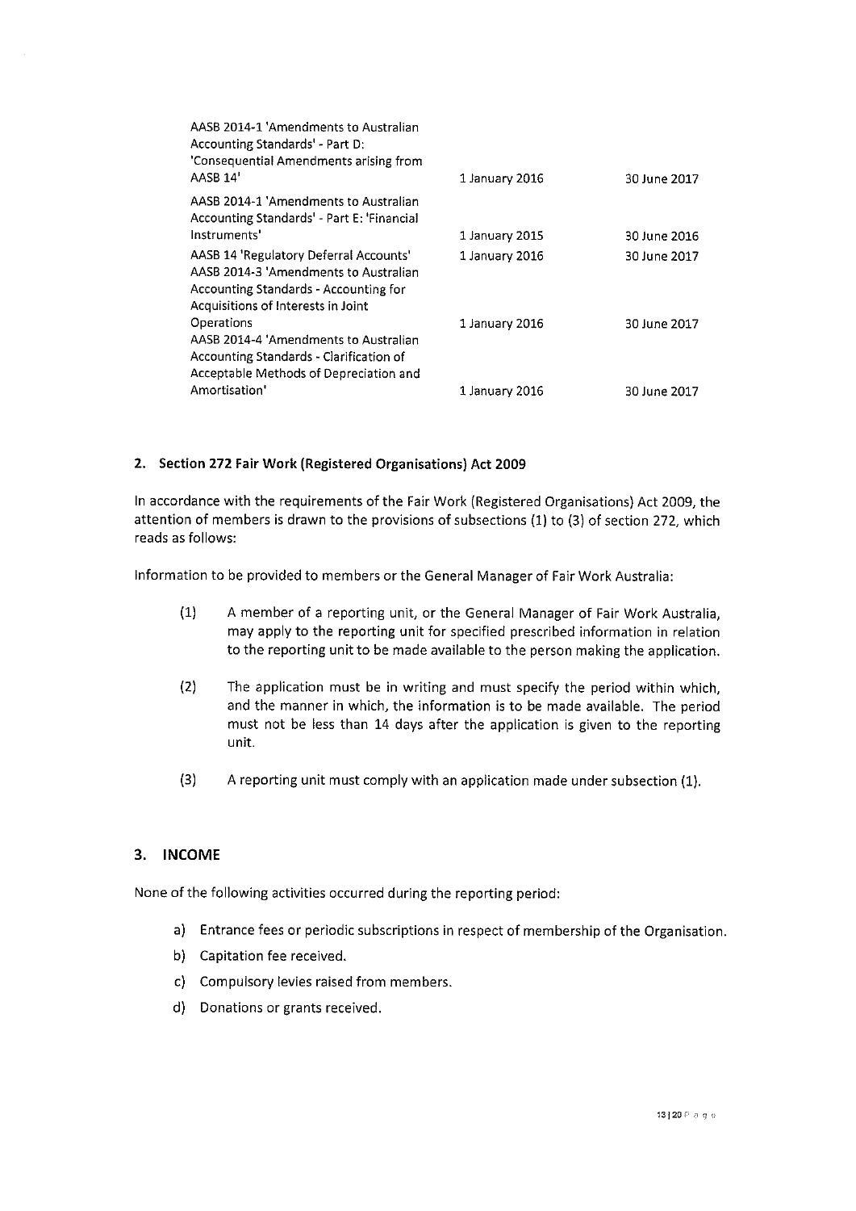| | | |
|---|---|---|
| AASB 2014-1 'Amendments to Australian Accounting Standards' - Part D: 'Consequential Amendments arising from AASB 14' | 1 January 2016 | 30 June 2017 |
| AASB 2014-1 'Amendments to Australian Accounting Standards' - Part E: 'Financial Instruments' | 1 January 2015 | 30 June 2016 |
| AASB 14 'Regulatory Deferral Accounts' | 1 January 2016 | 30 June 2017 |
| AASB 2014-3 'Amendments to Australian Accounting Standards - Accounting for Acquisitions of Interests in Joint Operations | 1 January 2016 | 30 June 2017 |
| AASB 2014-4 'Amendments to Australian Accounting Standards - Clarification of Acceptable Methods of Depreciation and Amortisation' | 1 January 2016 | 30 June 2017 |

## 2. Section 272 Fair Work (Registered Organisations) Act 2009

In accordance with the requirements of the Fair Work (Registered Organisations) Act 2009, the attention of members is drawn to the provisions of subsections (1) to (3) of section 272, which reads as follows:

Information to be provided to members or the General Manager of Fair Work Australia:

(1) A member of a reporting unit, or the General Manager of Fair Work Australia, may apply to the reporting unit for specified prescribed information in relation to the reporting unit to be made available to the person making the application.

(2) The application must be in writing and must specify the period within which, and the manner in which, the information is to be made available. The period must not be less than 14 days after the application is given to the reporting unit.

(3) A reporting unit must comply with an application made under subsection (1).

## 3. INCOME

None of the following activities occurred during the reporting period:

a) Entrance fees or periodic subscriptions in respect of membership of the Organisation.
b) Capitation fee received.
c) Compulsory levies raised from members.
d) Donations or grants received.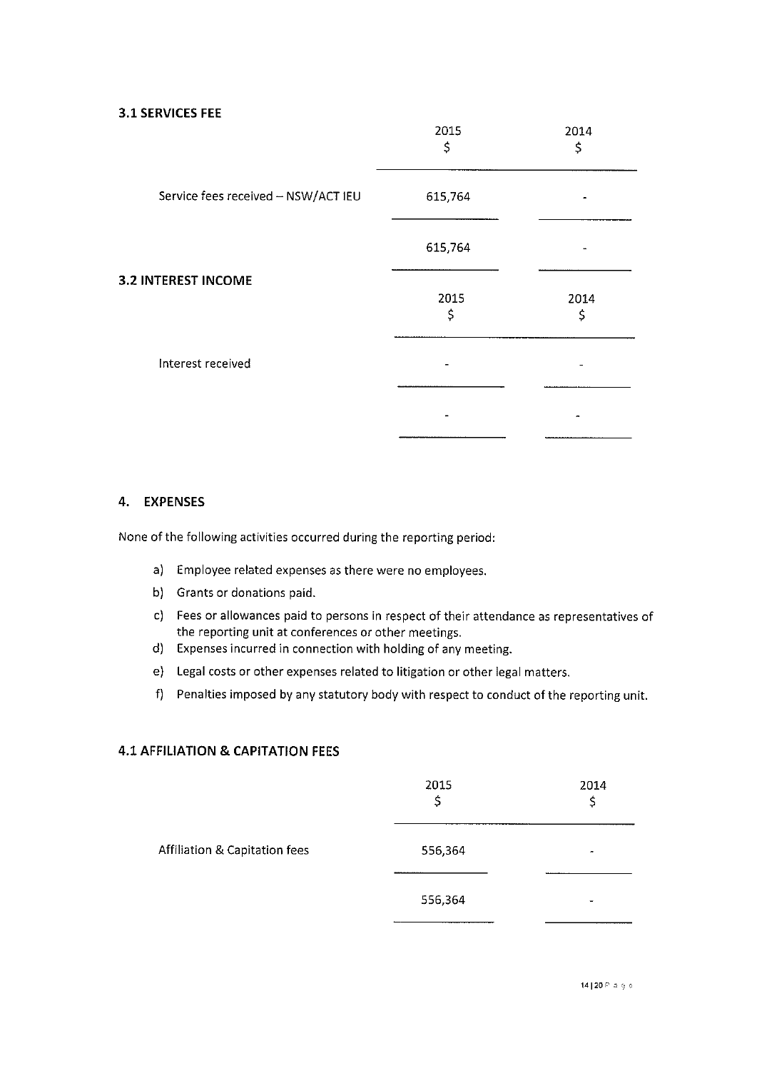### 3.1 SERVICES FEE

| | 2015 $ | 2014 $ |
|---|---|---|
| Service fees received – NSW/ACT IEU | 615,764 | - |
| | 615,764 | - |

### 3.2 INTEREST INCOME

| | 2015 $ | 2014 $ |
|---|---|---|
| Interest received | - | - |
| | - | - |

## 4. EXPENSES

None of the following activities occurred during the reporting period:

a) Employee related expenses as there were no employees.

b) Grants or donations paid.

c) Fees or allowances paid to persons in respect of their attendance as representatives of the reporting unit at conferences or other meetings.

d) Expenses incurred in connection with holding of any meeting.

e) Legal costs or other expenses related to litigation or other legal matters.

f) Penalties imposed by any statutory body with respect to conduct of the reporting unit.

### 4.1 AFFILIATION & CAPITATION FEES

| | 2015 $ | 2014 $ |
|---|---|---|
| Affiliation & Capitation fees | 556,364 | - |
| | 556,364 | - |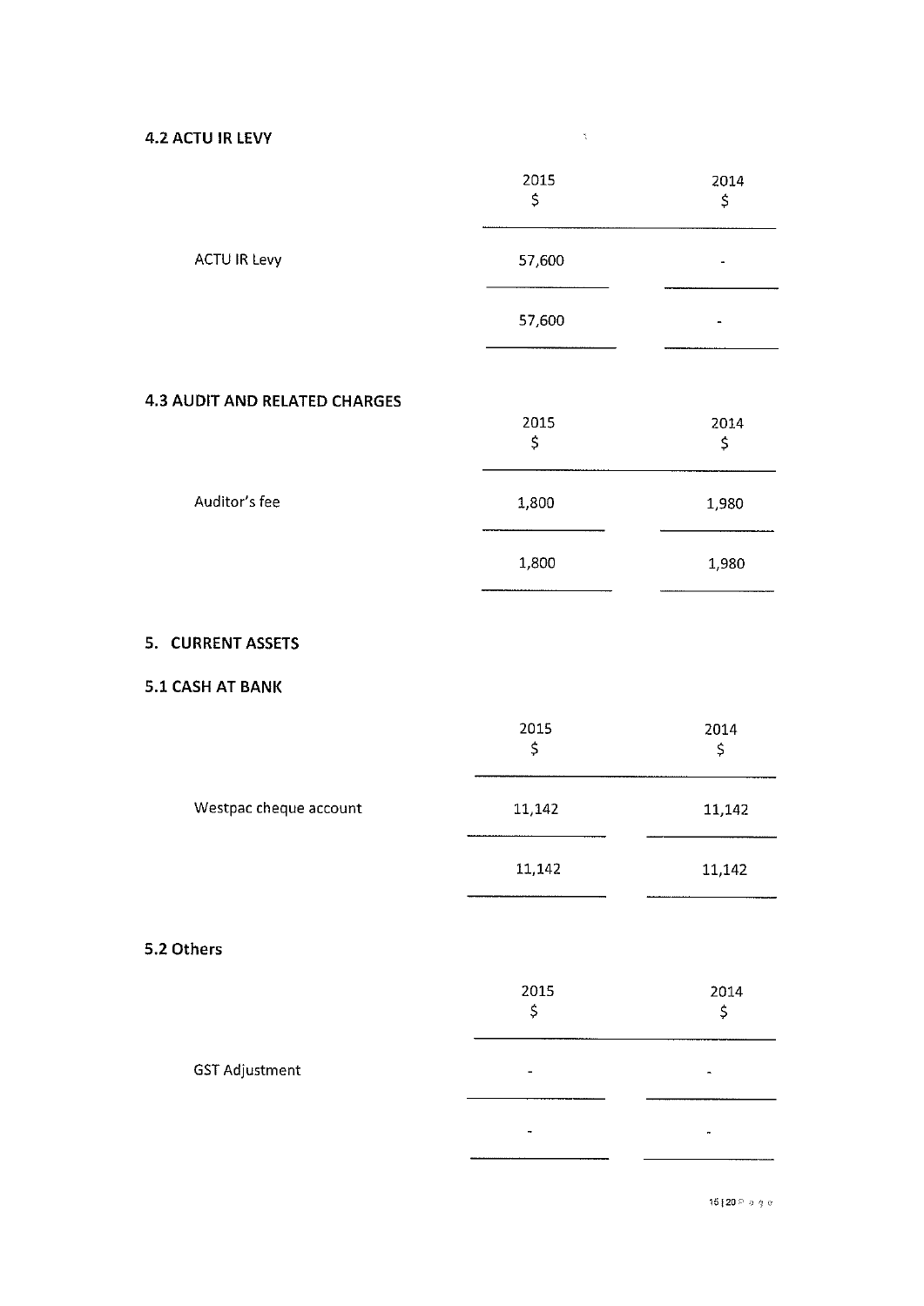### 4.2 ACTU IR LEVY

| | 2015<br>$ | 2014<br>$ |
|---|---|---|
| ACTU IR Levy | 57,600 | - |
| | 57,600 | - |

### 4.3 AUDIT AND RELATED CHARGES

| | 2015<br>$ | 2014<br>$ |
|---|---|---|
| Auditor's fee | 1,800 | 1,980 |
| | 1,800 | 1,980 |

## 5. CURRENT ASSETS

### 5.1 CASH AT BANK

| | 2015<br>$ | 2014<br>$ |
|---|---|---|
| Westpac cheque account | 11,142 | 11,142 |
| | 11,142 | 11,142 |

### 5.2 Others

| | 2015<br>$ | 2014<br>$ |
|---|---|---|
| GST Adjustment | - | - |
| | - | - |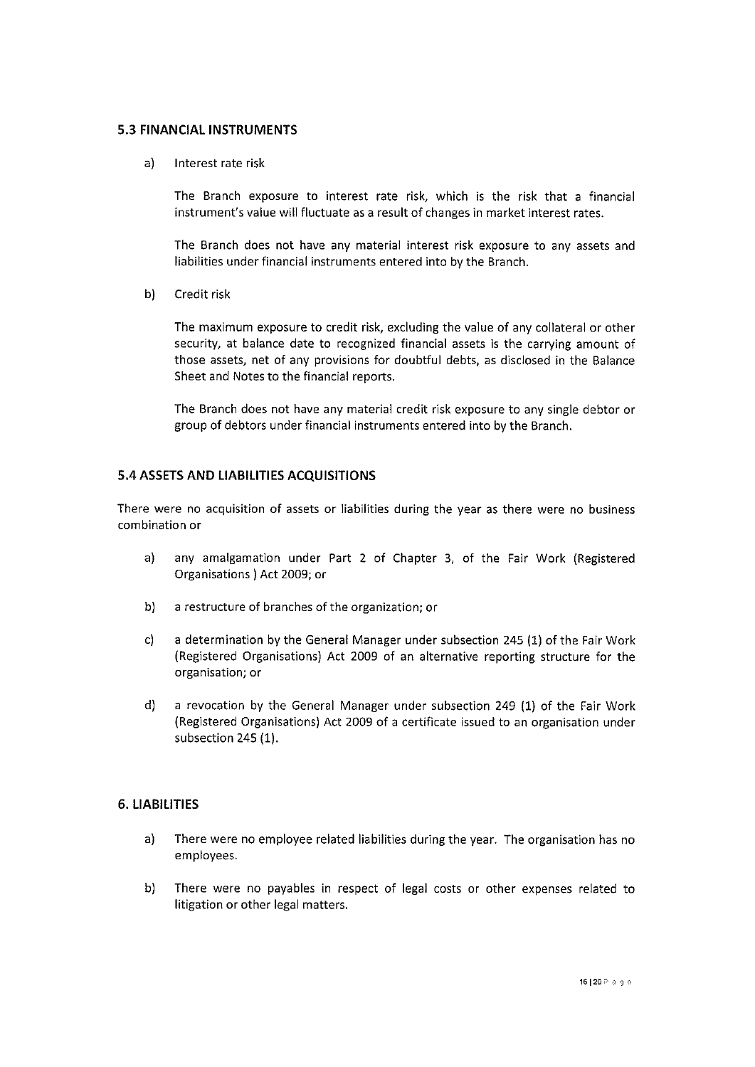### 5.3 FINANCIAL INSTRUMENTS

a) Interest rate risk

The Branch exposure to interest rate risk, which is the risk that a financial instrument's value will fluctuate as a result of changes in market interest rates.

The Branch does not have any material interest risk exposure to any assets and liabilities under financial instruments entered into by the Branch.

b) Credit risk

The maximum exposure to credit risk, excluding the value of any collateral or other security, at balance date to recognized financial assets is the carrying amount of those assets, net of any provisions for doubtful debts, as disclosed in the Balance Sheet and Notes to the financial reports.

The Branch does not have any material credit risk exposure to any single debtor or group of debtors under financial instruments entered into by the Branch.

### 5.4 ASSETS AND LIABILITIES ACQUISITIONS

There were no acquisition of assets or liabilities during the year as there were no business combination or

a) any amalgamation under Part 2 of Chapter 3, of the Fair Work (Registered Organisations ) Act 2009; or

b) a restructure of branches of the organization; or

c) a determination by the General Manager under subsection 245 (1) of the Fair Work (Registered Organisations) Act 2009 of an alternative reporting structure for the organisation; or

d) a revocation by the General Manager under subsection 249 (1) of the Fair Work (Registered Organisations) Act 2009 of a certificate issued to an organisation under subsection 245 (1).

### 6. LIABILITIES

a) There were no employee related liabilities during the year. The organisation has no employees.

b) There were no payables in respect of legal costs or other expenses related to litigation or other legal matters.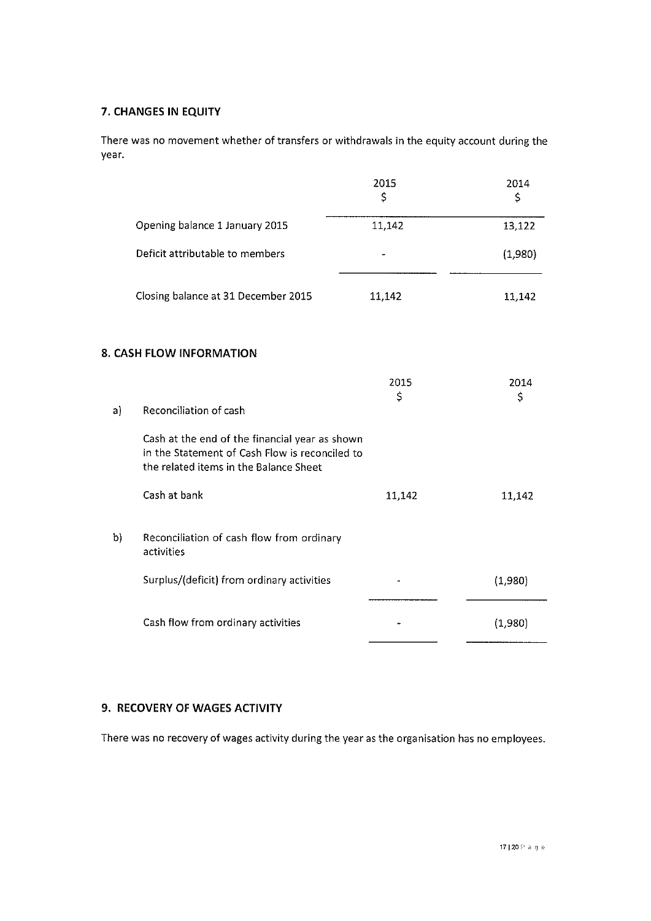## 7. CHANGES IN EQUITY

There was no movement whether of transfers or withdrawals in the equity account during the year.

| | 2015 $ | 2014 $ |
|---|---|---|
| Opening balance 1 January 2015 | 11,142 | 13,122 |
| Deficit attributable to members | - | (1,980) |
| Closing balance at 31 December 2015 | 11,142 | 11,142 |

## 8. CASH FLOW INFORMATION

| | | 2015 $ | 2014 $ |
|---|---|---|---|
| a) | Reconciliation of cash | | |
| | Cash at the end of the financial year as shown in the Statement of Cash Flow is reconciled to the related items in the Balance Sheet | | |
| | Cash at bank | 11,142 | 11,142 |
| b) | Reconciliation of cash flow from ordinary activities | | |
| | Surplus/(deficit) from ordinary activities | - | (1,980) |
| | Cash flow from ordinary activities | - | (1,980) |

## 9. RECOVERY OF WAGES ACTIVITY

There was no recovery of wages activity during the year as the organisation has no employees.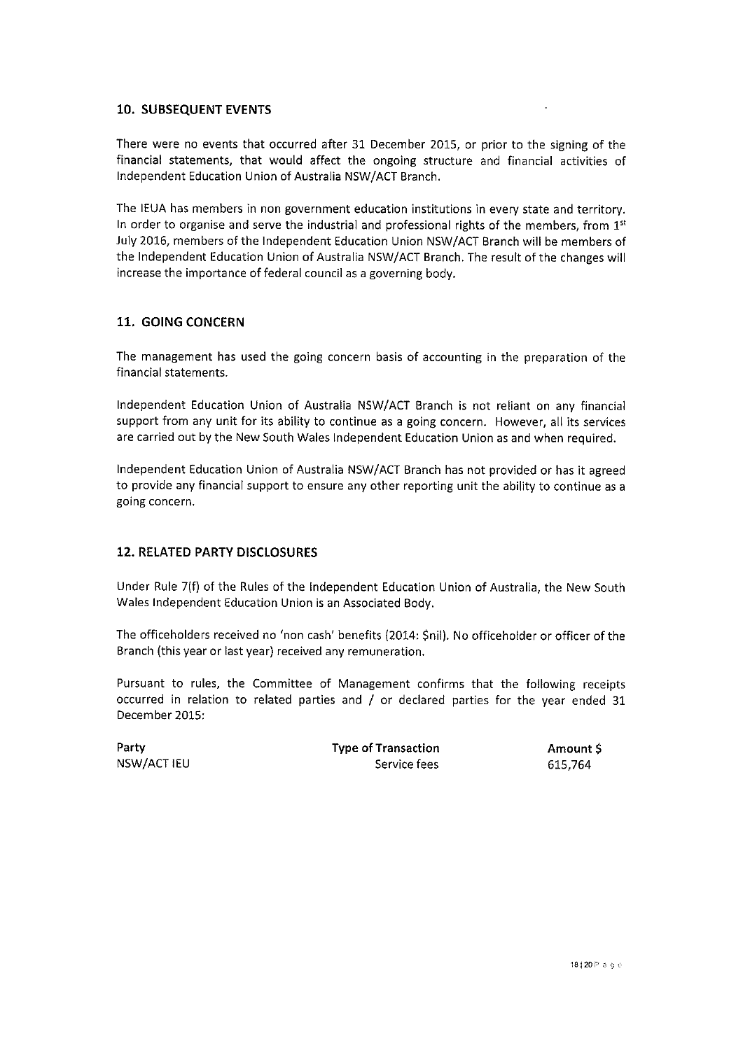## 10. SUBSEQUENT EVENTS

There were no events that occurred after 31 December 2015, or prior to the signing of the financial statements, that would affect the ongoing structure and financial activities of Independent Education Union of Australia NSW/ACT Branch.

The IEUA has members in non government education institutions in every state and territory. In order to organise and serve the industrial and professional rights of the members, from 1st July 2016, members of the Independent Education Union NSW/ACT Branch will be members of the Independent Education Union of Australia NSW/ACT Branch. The result of the changes will increase the importance of federal council as a governing body.

## 11. GOING CONCERN

The management has used the going concern basis of accounting in the preparation of the financial statements.

Independent Education Union of Australia NSW/ACT Branch is not reliant on any financial support from any unit for its ability to continue as a going concern. However, all its services are carried out by the New South Wales Independent Education Union as and when required.

Independent Education Union of Australia NSW/ACT Branch has not provided or has it agreed to provide any financial support to ensure any other reporting unit the ability to continue as a going concern.

## 12. RELATED PARTY DISCLOSURES

Under Rule 7(f) of the Rules of the Independent Education Union of Australia, the New South Wales Independent Education Union is an Associated Body.

The officeholders received no 'non cash' benefits (2014: $nil). No officeholder or officer of the Branch (this year or last year) received any remuneration.

Pursuant to rules, the Committee of Management confirms that the following receipts occurred in relation to related parties and / or declared parties for the year ended 31 December 2015:

| Party | Type of Transaction | Amount $ |
|---|---|---|
| NSW/ACT IEU | Service fees | 615,764 |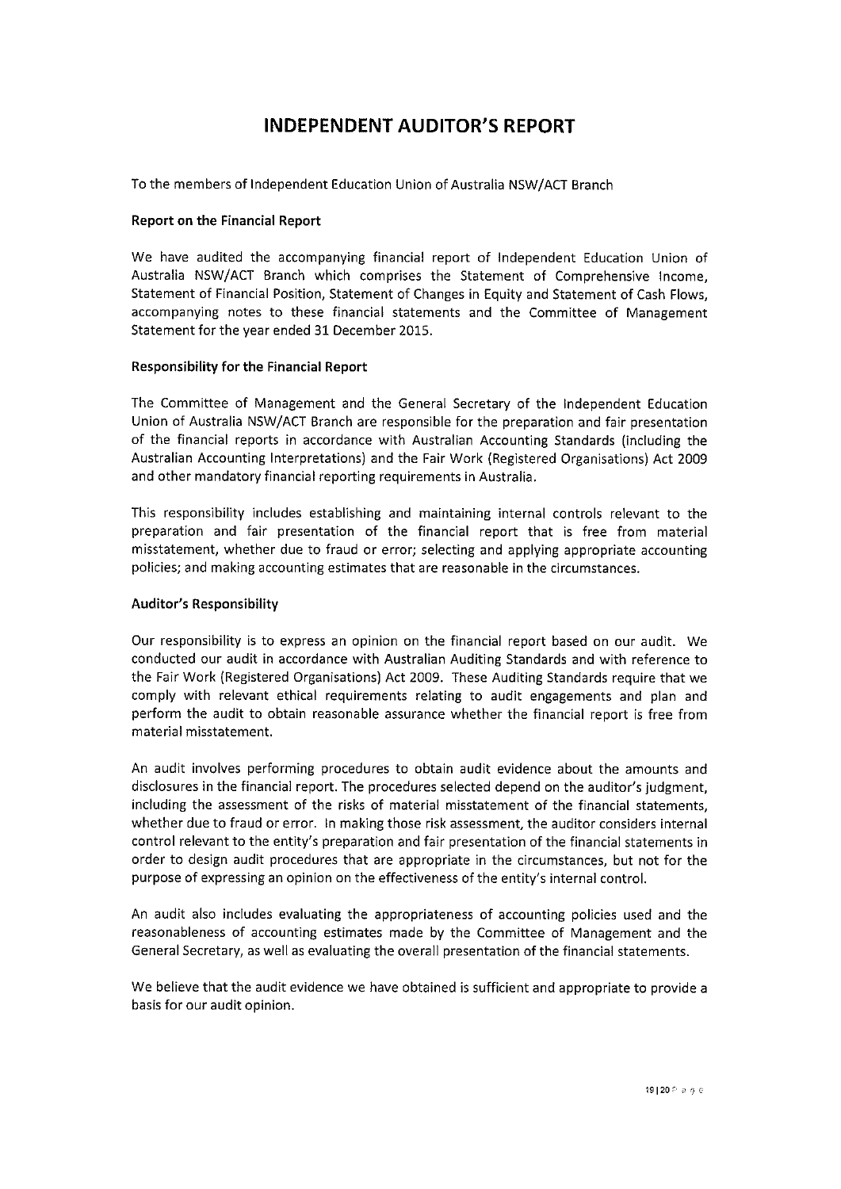# INDEPENDENT AUDITOR'S REPORT

To the members of Independent Education Union of Australia NSW/ACT Branch

**Report on the Financial Report**

We have audited the accompanying financial report of Independent Education Union of Australia NSW/ACT Branch which comprises the Statement of Comprehensive Income, Statement of Financial Position, Statement of Changes in Equity and Statement of Cash Flows, accompanying notes to these financial statements and the Committee of Management Statement for the year ended 31 December 2015.

**Responsibility for the Financial Report**

The Committee of Management and the General Secretary of the Independent Education Union of Australia NSW/ACT Branch are responsible for the preparation and fair presentation of the financial reports in accordance with Australian Accounting Standards (including the Australian Accounting Interpretations) and the Fair Work (Registered Organisations) Act 2009 and other mandatory financial reporting requirements in Australia.

This responsibility includes establishing and maintaining internal controls relevant to the preparation and fair presentation of the financial report that is free from material misstatement, whether due to fraud or error; selecting and applying appropriate accounting policies; and making accounting estimates that are reasonable in the circumstances.

**Auditor's Responsibility**

Our responsibility is to express an opinion on the financial report based on our audit. We conducted our audit in accordance with Australian Auditing Standards and with reference to the Fair Work (Registered Organisations) Act 2009. These Auditing Standards require that we comply with relevant ethical requirements relating to audit engagements and plan and perform the audit to obtain reasonable assurance whether the financial report is free from material misstatement.

An audit involves performing procedures to obtain audit evidence about the amounts and disclosures in the financial report. The procedures selected depend on the auditor's judgment, including the assessment of the risks of material misstatement of the financial statements, whether due to fraud or error. In making those risk assessment, the auditor considers internal control relevant to the entity's preparation and fair presentation of the financial statements in order to design audit procedures that are appropriate in the circumstances, but not for the purpose of expressing an opinion on the effectiveness of the entity's internal control.

An audit also includes evaluating the appropriateness of accounting policies used and the reasonableness of accounting estimates made by the Committee of Management and the General Secretary, as well as evaluating the overall presentation of the financial statements.

We believe that the audit evidence we have obtained is sufficient and appropriate to provide a basis for our audit opinion.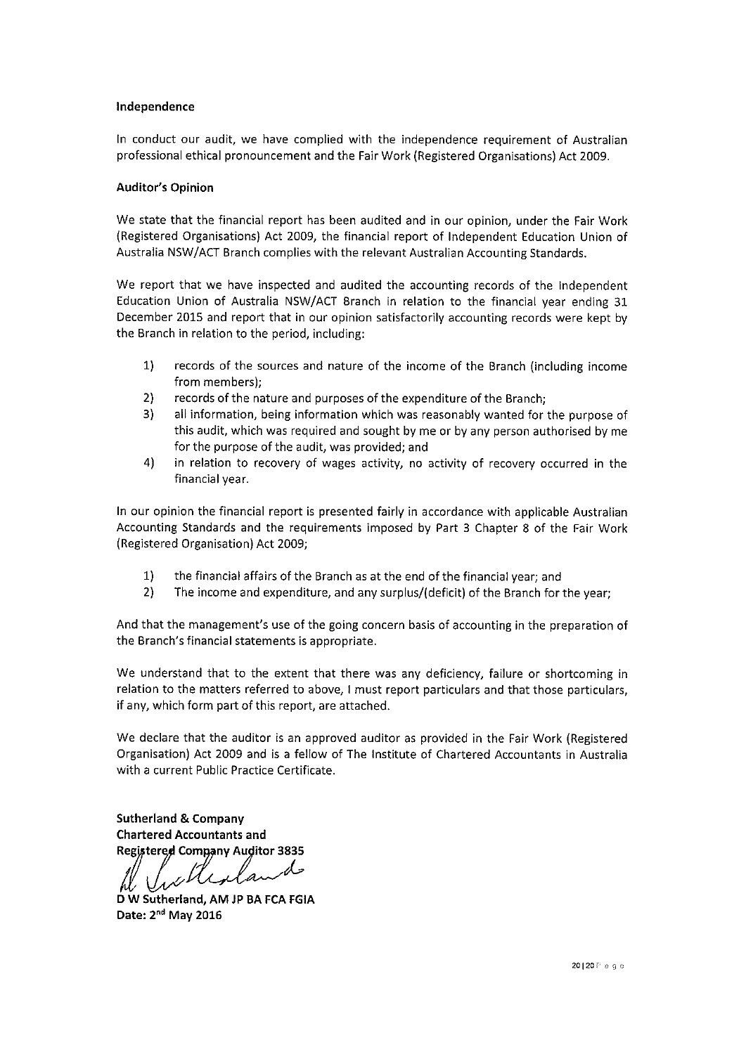**Independence**

In conduct our audit, we have complied with the independence requirement of Australian professional ethical pronouncement and the Fair Work (Registered Organisations) Act 2009.

**Auditor's Opinion**

We state that the financial report has been audited and in our opinion, under the Fair Work (Registered Organisations) Act 2009, the financial report of Independent Education Union of Australia NSW/ACT Branch complies with the relevant Australian Accounting Standards.

We report that we have inspected and audited the accounting records of the Independent Education Union of Australia NSW/ACT Branch in relation to the financial year ending 31 December 2015 and report that in our opinion satisfactorily accounting records were kept by the Branch in relation to the period, including:

1) records of the sources and nature of the income of the Branch (including income from members);
2) records of the nature and purposes of the expenditure of the Branch;
3) all information, being information which was reasonably wanted for the purpose of this audit, which was required and sought by me or by any person authorised by me for the purpose of the audit, was provided; and
4) in relation to recovery of wages activity, no activity of recovery occurred in the financial year.

In our opinion the financial report is presented fairly in accordance with applicable Australian Accounting Standards and the requirements imposed by Part 3 Chapter 8 of the Fair Work (Registered Organisation) Act 2009;

1) the financial affairs of the Branch as at the end of the financial year; and
2) The income and expenditure, and any surplus/(deficit) of the Branch for the year;

And that the management's use of the going concern basis of accounting in the preparation of the Branch's financial statements is appropriate.

We understand that to the extent that there was any deficiency, failure or shortcoming in relation to the matters referred to above, I must report particulars and that those particulars, if any, which form part of this report, are attached.

We declare that the auditor is an approved auditor as provided in the Fair Work (Registered Organisation) Act 2009 and is a fellow of The Institute of Chartered Accountants in Australia with a current Public Practice Certificate.

**Sutherland & Company**
**Chartered Accountants and**
**Registered Company Auditor 3835**

**D W Sutherland, AM JP BA FCA FGIA**
**Date: 2nd May 2016**